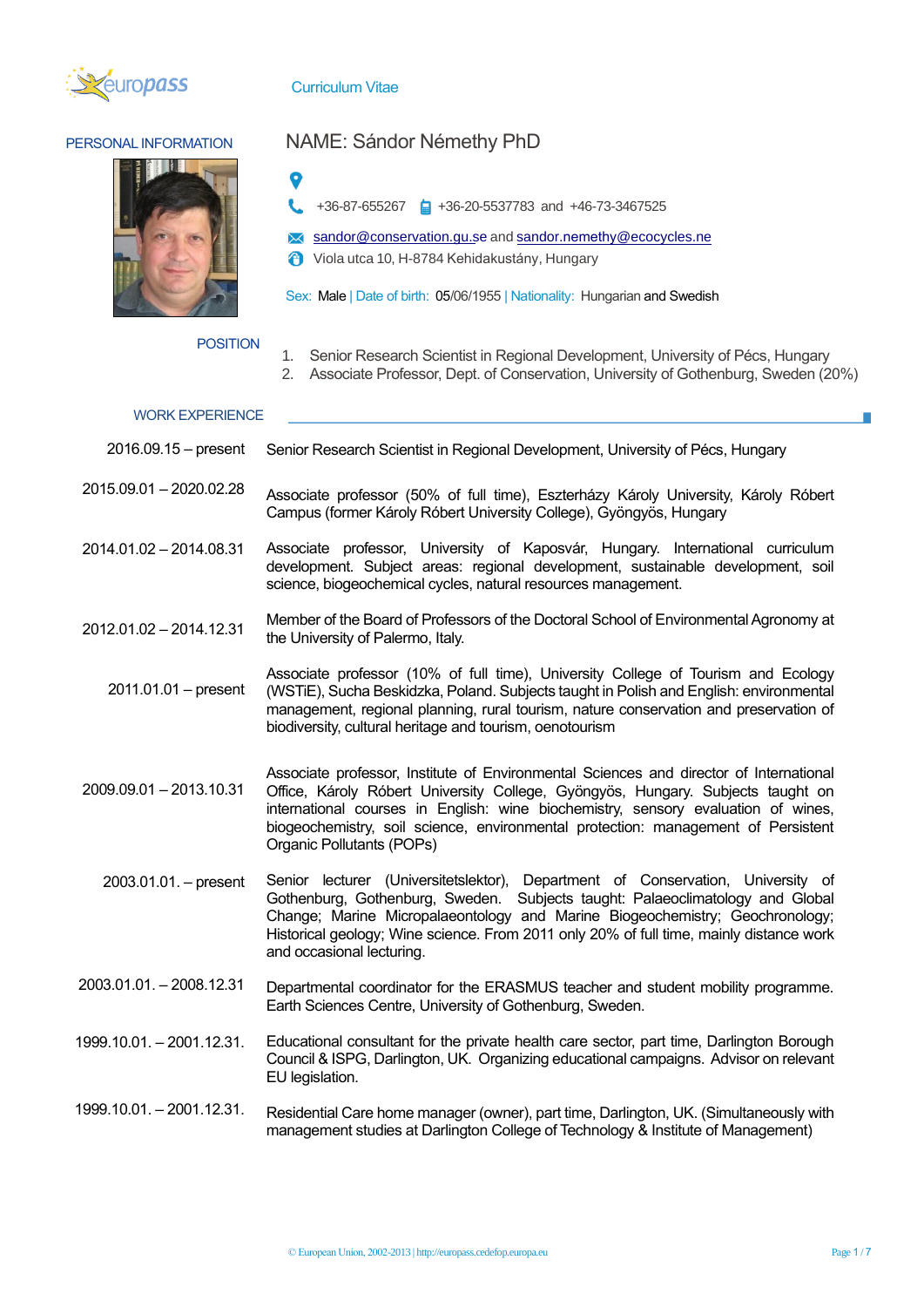Curriculum Vitae

## PERSONAL INFORMATION

**NAME: Sándor Némethy PhD**

+36-87-655267  +36-20-5537783 and +46-73-3467525

sandor@conservation.gu.se and sandor.nemethy@ecocycles.ne

Viola utca 10, H-8784 Kehidakustány, Hungary

Sex: Male | Date of birth: 05/06/1955 | Nationality: Hungarian and Swedish

## POSITION

1. Senior Research Scientist in Regional Development, University of Pécs, Hungary
2. Associate Professor, Dept. of Conservation, University of Gothenburg, Sweden (20%)

## WORK EXPERIENCE

| | |
|---|---|
| 2016.09.15 – present | Senior Research Scientist in Regional Development, University of Pécs, Hungary |
| 2015.09.01 – 2020.02.28 | Associate professor (50% of full time), Eszterházy Károly University, Károly Róbert Campus (former Károly Róbert University College), Gyöngyös, Hungary |
| 2014.01.02 – 2014.08.31 | Associate professor, University of Kaposvár, Hungary. International curriculum development. Subject areas: regional development, sustainable development, soil science, biogeochemical cycles, natural resources management. |
| 2012.01.02 – 2014.12.31 | Member of the Board of Professors of the Doctoral School of Environmental Agronomy at the University of Palermo, Italy. |
| 2011.01.01 – present | Associate professor (10% of full time), University College of Tourism and Ecology (WSTiE), Sucha Beskidzka, Poland. Subjects taught in Polish and English: environmental management, regional planning, rural tourism, nature conservation and preservation of biodiversity, cultural heritage and tourism, oenotourism |
| 2009.09.01 – 2013.10.31 | Associate professor, Institute of Environmental Sciences and director of International Office, Károly Róbert University College, Gyöngyös, Hungary. Subjects taught on international courses in English: wine biochemistry, sensory evaluation of wines, biogeochemistry, soil science, environmental protection: management of Persistent Organic Pollutants (POPs) |
| 2003.01.01. – present | Senior lecturer (Universitetslektor), Department of Conservation, University of Gothenburg, Gothenburg, Sweden. Subjects taught: Palaeoclimatology and Global Change; Marine Micropalaeontology and Marine Biogeochemistry; Geochronology; Historical geology; Wine science. From 2011 only 20% of full time, mainly distance work and occasional lecturing. |
| 2003.01.01. – 2008.12.31 | Departmental coordinator for the ERASMUS teacher and student mobility programme. Earth Sciences Centre, University of Gothenburg, Sweden. |
| 1999.10.01. – 2001.12.31. | Educational consultant for the private health care sector, part time, Darlington Borough Council & ISPG, Darlington, UK. Organizing educational campaigns. Advisor on relevant EU legislation. |
| 1999.10.01. – 2001.12.31. | Residential Care home manager (owner), part time, Darlington, UK. (Simultaneously with management studies at Darlington College of Technology & Institute of Management) |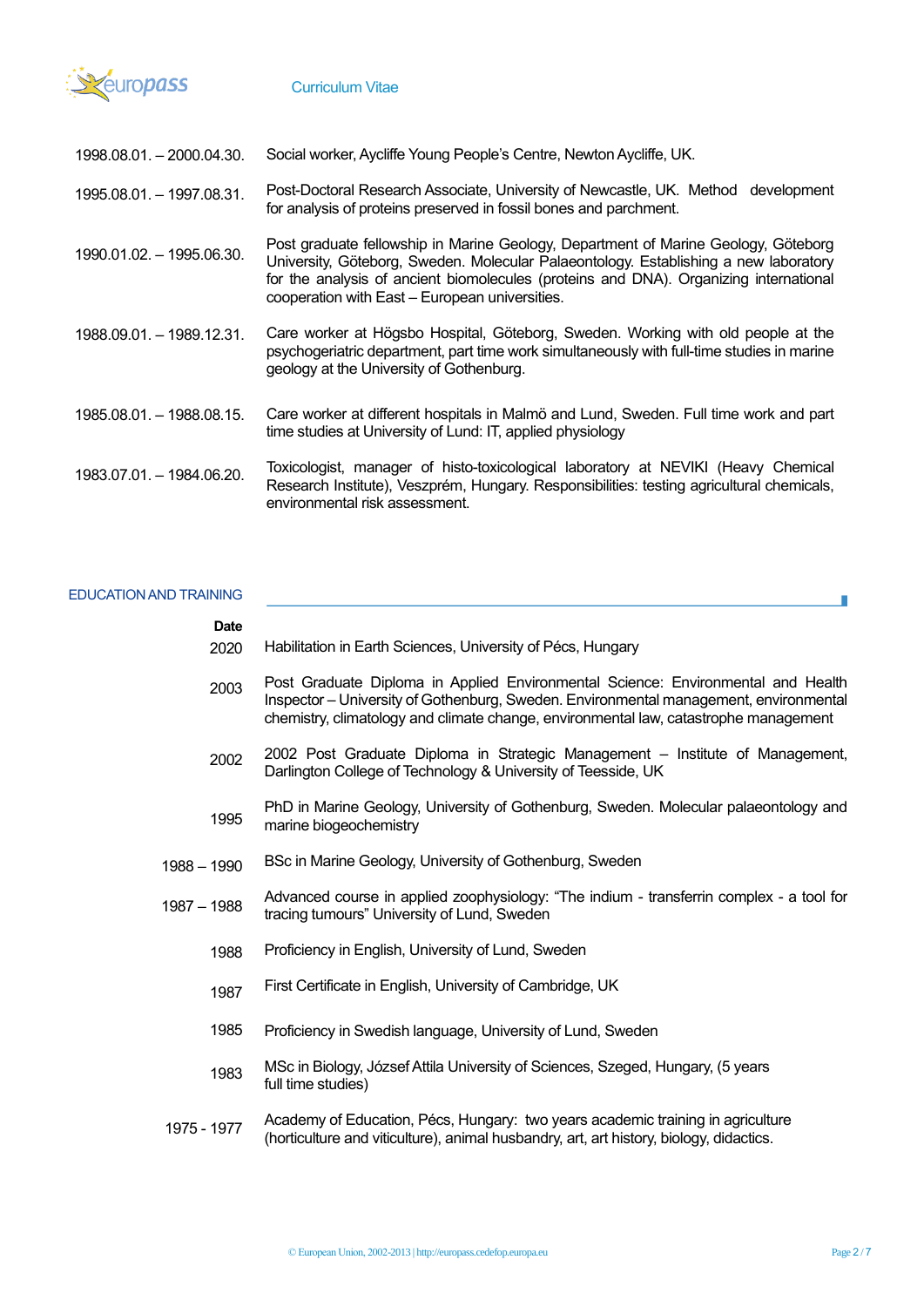1998.08.01. – 2000.04.30. Social worker, Aycliffe Young People's Centre, Newton Aycliffe, UK.

1995.08.01. – 1997.08.31. Post-Doctoral Research Associate, University of Newcastle, UK. Method development for analysis of proteins preserved in fossil bones and parchment.

1990.01.02. – 1995.06.30. Post graduate fellowship in Marine Geology, Department of Marine Geology, Göteborg University, Göteborg, Sweden. Molecular Palaeontology. Establishing a new laboratory for the analysis of ancient biomolecules (proteins and DNA). Organizing international cooperation with East – European universities.

1988.09.01. – 1989.12.31. Care worker at Högsbo Hospital, Göteborg, Sweden. Working with old people at the psychogeriatric department, part time work simultaneously with full-time studies in marine geology at the University of Gothenburg.

1985.08.01. – 1988.08.15. Care worker at different hospitals in Malmö and Lund, Sweden. Full time work and part time studies at University of Lund: IT, applied physiology

1983.07.01. – 1984.06.20. Toxicologist, manager of histo-toxicological laboratory at NEVIKI (Heavy Chemical Research Institute), Veszprém, Hungary. Responsibilities: testing agricultural chemicals, environmental risk assessment.

## EDUCATION AND TRAINING

| Date | |
|---|---|
| 2020 | Habilitation in Earth Sciences, University of Pécs, Hungary |
| 2003 | Post Graduate Diploma in Applied Environmental Science: Environmental and Health Inspector – University of Gothenburg, Sweden. Environmental management, environmental chemistry, climatology and climate change, environmental law, catastrophe management |
| 2002 | 2002 Post Graduate Diploma in Strategic Management – Institute of Management, Darlington College of Technology & University of Teesside, UK |
| 1995 | PhD in Marine Geology, University of Gothenburg, Sweden. Molecular palaeontology and marine biogeochemistry |
| 1988 – 1990 | BSc in Marine Geology, University of Gothenburg, Sweden |
| 1987 – 1988 | Advanced course in applied zoophysiology: "The indium - transferrin complex - a tool for tracing tumours" University of Lund, Sweden |
| 1988 | Proficiency in English, University of Lund, Sweden |
| 1987 | First Certificate in English, University of Cambridge, UK |
| 1985 | Proficiency in Swedish language, University of Lund, Sweden |
| 1983 | MSc in Biology, József Attila University of Sciences, Szeged, Hungary, (5 years full time studies) |
| 1975 - 1977 | Academy of Education, Pécs, Hungary: two years academic training in agriculture (horticulture and viticulture), animal husbandry, art, art history, biology, didactics. |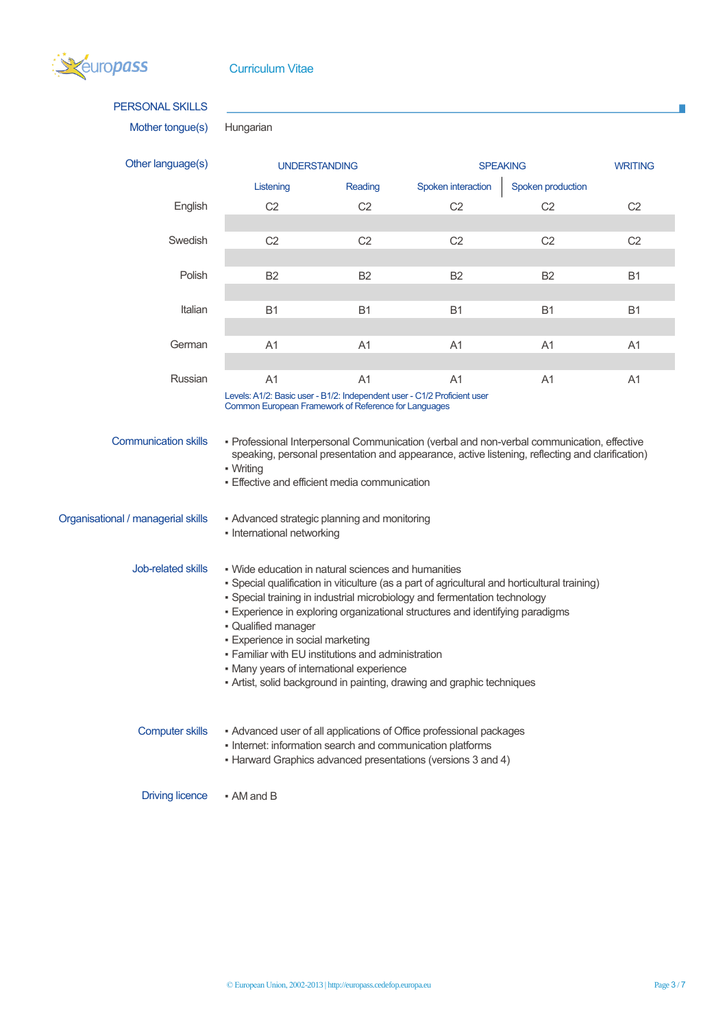Curriculum Vitae

## PERSONAL SKILLS

**Mother tongue(s)** Hungarian

**Other language(s)**

| | UNDERSTANDING | | SPEAKING | | WRITING |
|---|---|---|---|---|---|
| | Listening | Reading | Spoken interaction | Spoken production | |
| English | C2 | C2 | C2 | C2 | C2 |
| Swedish | C2 | C2 | C2 | C2 | C2 |
| Polish | B2 | B2 | B2 | B2 | B1 |
| Italian | B1 | B1 | B1 | B1 | B1 |
| German | A1 | A1 | A1 | A1 | A1 |
| Russian | A1 | A1 | A1 | A1 | A1 |

Levels: A1/2: Basic user - B1/2: Independent user - C1/2 Proficient user
Common European Framework of Reference for Languages

**Communication skills**

- Professional Interpersonal Communication (verbal and non-verbal communication, effective speaking, personal presentation and appearance, active listening, reflecting and clarification)
- Writing
- Effective and efficient media communication

**Organisational / managerial skills**

- Advanced strategic planning and monitoring
- International networking

**Job-related skills**

- Wide education in natural sciences and humanities
- Special qualification in viticulture (as a part of agricultural and horticultural training)
- Special training in industrial microbiology and fermentation technology
- Experience in exploring organizational structures and identifying paradigms
- Qualified manager
- Experience in social marketing
- Familiar with EU institutions and administration
- Many years of international experience
- Artist, solid background in painting, drawing and graphic techniques

**Computer skills**

- Advanced user of all applications of Office professional packages
- Internet: information search and communication platforms
- Harward Graphics advanced presentations (versions 3 and 4)

**Driving licence**

- AM and B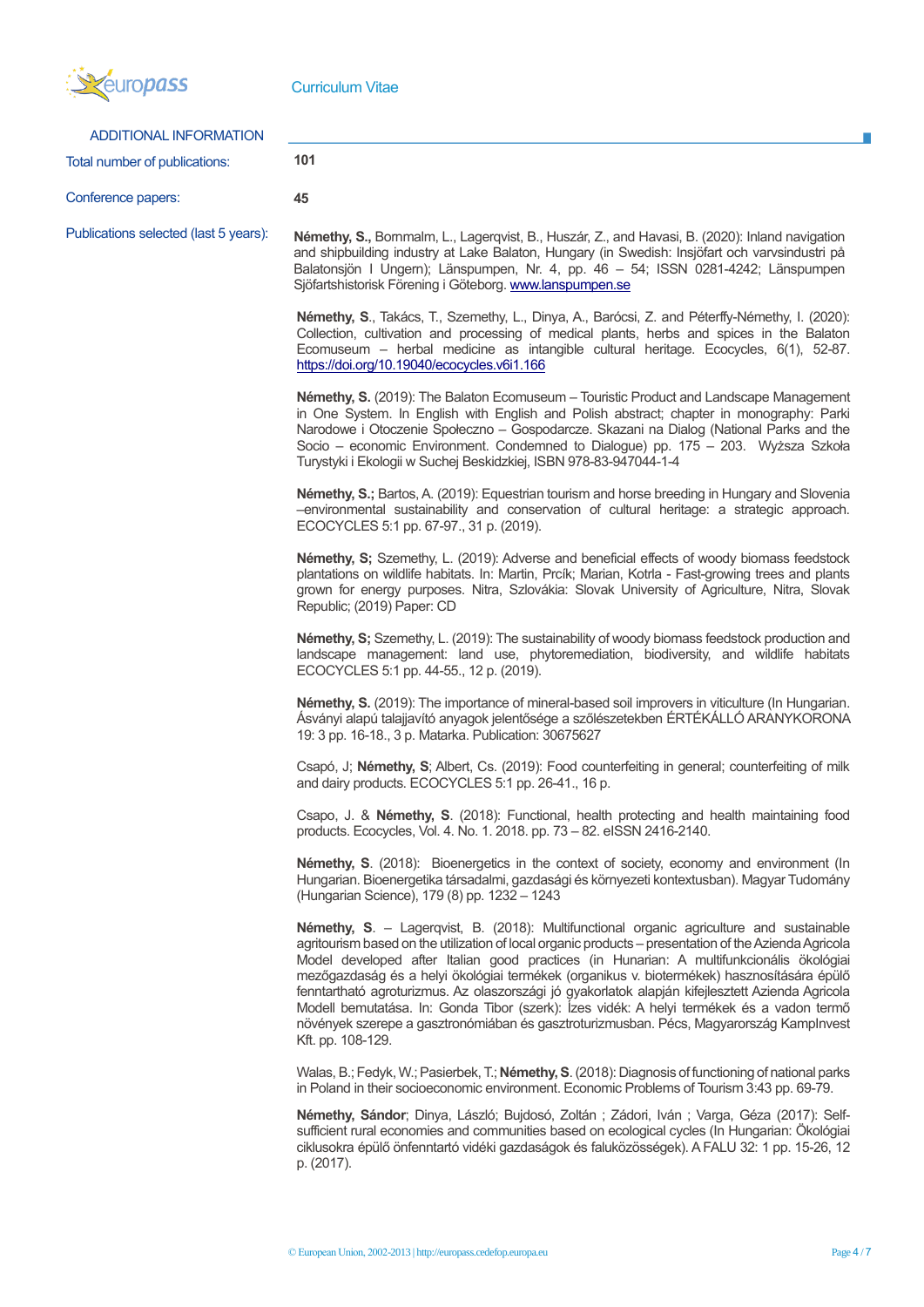## ADDITIONAL INFORMATION

| | |
|---|---|
| Total number of publications: | **101** |
| Conference papers: | **45** |

Publications selected (last 5 years):

**Némethy, S.,** Bornmalm, L., Lagerqvist, B., Huszár, Z., and Havasi, B. (2020): Inland navigation and shipbuilding industry at Lake Balaton, Hungary (in Swedish: Insjöfart och varvsindustri på Balatonsjön I Ungern); Länspumpen, Nr. 4, pp. 46 – 54; ISSN 0281-4242; Länspumpen Sjöfartshistorisk Förening i Göteborg. www.lanspumpen.se

**Némethy, S**., Takács, T., Szemethy, L., Dinya, A., Barócsi, Z. and Péterffy-Némethy, I. (2020): Collection, cultivation and processing of medical plants, herbs and spices in the Balaton Ecomuseum – herbal medicine as intangible cultural heritage. Ecocycles, 6(1), 52-87. https://doi.org/10.19040/ecocycles.v6i1.166

**Némethy, S.** (2019): The Balaton Ecomuseum – Touristic Product and Landscape Management in One System. In English with English and Polish abstract; chapter in monography: Parki Narodowe i Otoczenie Społeczno – Gospodarcze. Skazani na Dialog (National Parks and the Socio – economic Environment. Condemned to Dialogue) pp. 175 – 203. Wyższa Szkoła Turystyki i Ekologii w Suchej Beskidzkiej, ISBN 978-83-947044-1-4

**Némethy, S.;** Bartos, A. (2019): Equestrian tourism and horse breeding in Hungary and Slovenia –environmental sustainability and conservation of cultural heritage: a strategic approach. ECOCYCLES 5:1 pp. 67-97., 31 p. (2019).

**Némethy, S;** Szemethy, L. (2019): Adverse and beneficial effects of woody biomass feedstock plantations on wildlife habitats. In: Martin, Prcík; Marian, Kotrla - Fast-growing trees and plants grown for energy purposes. Nitra, Szlovákia: Slovak University of Agriculture, Nitra, Slovak Republic; (2019) Paper: CD

**Némethy, S;** Szemethy, L. (2019): The sustainability of woody biomass feedstock production and landscape management: land use, phytoremediation, biodiversity, and wildlife habitats ECOCYCLES 5:1 pp. 44-55., 12 p. (2019).

**Némethy, S.** (2019): The importance of mineral-based soil improvers in viticulture (In Hungarian. Ásványi alapú talajjavító anyagok jelentősége a szőlészetekben ÉRTÉKÁLLÓ ARANYKORONA 19: 3 pp. 16-18., 3 p. Matarka. Publication: 30675627

Csapó, J; **Némethy, S**; Albert, Cs. (2019): Food counterfeiting in general; counterfeiting of milk and dairy products. ECOCYCLES 5:1 pp. 26-41., 16 p.

Csapo, J. & **Némethy, S**. (2018): Functional, health protecting and health maintaining food products. Ecocycles, Vol. 4. No. 1. 2018. pp. 73 – 82. eISSN 2416-2140.

**Némethy, S**. (2018): Bioenergetics in the context of society, economy and environment (In Hungarian. Bioenergetika társadalmi, gazdasági és környezeti kontextusban). Magyar Tudomány (Hungarian Science), 179 (8) pp. 1232 – 1243

**Némethy, S**. – Lagerqvist, B. (2018): Multifunctional organic agriculture and sustainable agritourism based on the utilization of local organic products – presentation of the Azienda Agricola Model developed after Italian good practices (in Hunarian: A multifunkcionális ökológiai mezőgazdaság és a helyi ökológiai termékek (organikus v. biotermékek) hasznosítására épülő fenntartható agroturizmus. Az olaszországi jó gyakorlatok alapján kifejlesztett Azienda Agricola Modell bemutatása. In: Gonda Tibor (szerk): Ízes vidék: A helyi termékek és a vadon termő növények szerepe a gasztronómiában és gasztroturizmusban. Pécs, Magyarország KampInvest Kft. pp. 108-129.

Walas, B.; Fedyk, W.; Pasierbek, T.; **Némethy, S**. (2018): Diagnosis of functioning of national parks in Poland in their socioeconomic environment. Economic Problems of Tourism 3:43 pp. 69-79.

**Némethy, Sándor**; Dinya, László; Bujdosó, Zoltán ; Zádori, Iván ; Varga, Géza (2017): Self-sufficient rural economies and communities based on ecological cycles (In Hungarian: Ökológiai ciklusokra épülő önfenntartó vidéki gazdaságok és faluközösségek). A FALU 32: 1 pp. 15-26, 12 p. (2017).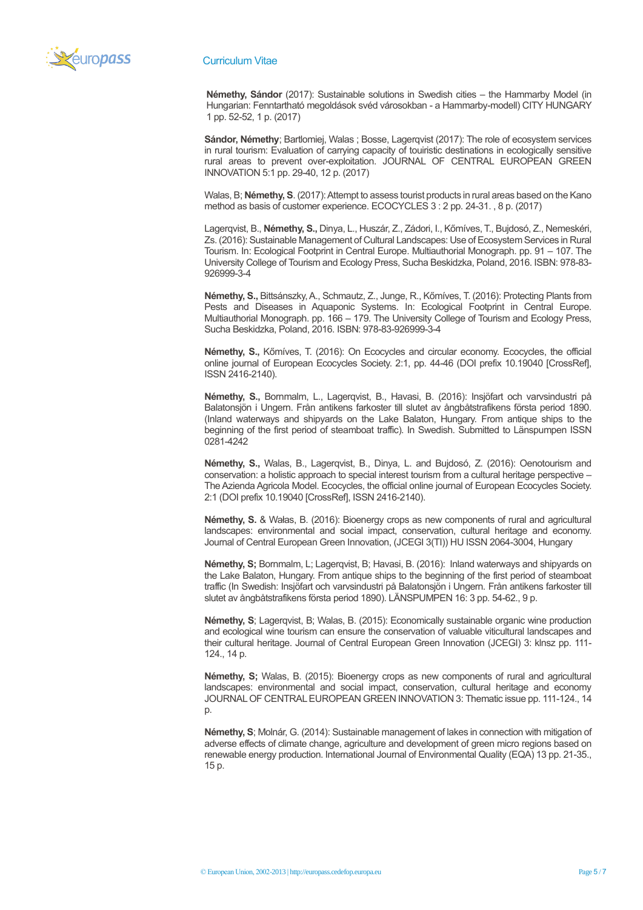**Némethy, Sándor** (2017): Sustainable solutions in Swedish cities – the Hammarby Model (in Hungarian: Fenntartható megoldások svéd városokban - a Hammarby-modell) CITY HUNGARY 1 pp. 52-52, 1 p. (2017)

**Sándor, Némethy**; Bartlomiej, Walas ; Bosse, Lagerqvist (2017): The role of ecosystem services in rural tourism: Evaluation of carrying capacity of touiristic destinations in ecologically sensitive rural areas to prevent over-exploitation. JOURNAL OF CENTRAL EUROPEAN GREEN INNOVATION 5:1 pp. 29-40, 12 p. (2017)

Walas, B; **Némethy, S**. (2017): Attempt to assess tourist products in rural areas based on the Kano method as basis of customer experience. ECOCYCLES 3 : 2 pp. 24-31. , 8 p. (2017)

Lagerqvist, B., **Némethy, S.,** Dinya, L., Huszár, Z., Zádori, I., Kőmíves, T., Bujdosó, Z., Nemeskéri, Zs. (2016): Sustainable Management of Cultural Landscapes: Use of Ecosystem Services in Rural Tourism. In: Ecological Footprint in Central Europe. Multiauthorial Monograph. pp. 91 – 107. The University College of Tourism and Ecology Press, Sucha Beskidzka, Poland, 2016. ISBN: 978-83-926999-3-4

**Némethy, S.,** Bittsánszky, A., Schmautz, Z., Junge, R., Kőmíves, T. (2016): Protecting Plants from Pests and Diseases in Aquaponic Systems. In: Ecological Footprint in Central Europe. Multiauthorial Monograph. pp. 166 – 179. The University College of Tourism and Ecology Press, Sucha Beskidzka, Poland, 2016. ISBN: 978-83-926999-3-4

**Némethy, S.,** Kőmíves, T. (2016): On Ecocycles and circular economy. Ecocycles, the official online journal of European Ecocycles Society. 2:1, pp. 44-46 (DOI prefix 10.19040 [CrossRef], ISSN 2416-2140).

**Némethy, S.,** Bornmalm, L., Lagerqvist, B., Havasi, B. (2016): Insjöfart och varvsindustri på Balatonsjön i Ungern. Från antikens farkoster till slutet av ångbåtstrafikens första period 1890. (Inland waterways and shipyards on the Lake Balaton, Hungary. From antique ships to the beginning of the first period of steamboat traffic). In Swedish. Submitted to Länspumpen ISSN 0281-4242

**Némethy, S.,** Walas, B., Lagerqvist, B., Dinya, L. and Bujdosó, Z. (2016): Oenotourism and conservation: a holistic approach to special interest tourism from a cultural heritage perspective – The Azienda Agricola Model. Ecocycles, the official online journal of European Ecocycles Society. 2:1 (DOI prefix 10.19040 [CrossRef], ISSN 2416-2140).

**Némethy, S.** & Wałas, B. (2016): Bioenergy crops as new components of rural and agricultural landscapes: environmental and social impact, conservation, cultural heritage and economy. Journal of Central European Green Innovation, (JCEGI 3(TI)) HU ISSN 2064-3004, Hungary

**Némethy, S;** Bornmalm, L; Lagerqvist, B; Havasi, B. (2016): Inland waterways and shipyards on the Lake Balaton, Hungary. From antique ships to the beginning of the first period of steamboat traffic (In Swedish: Insjöfart och varvsindustri på Balatonsjön i Ungern. Från antikens farkoster till slutet av ångbåtstrafikens första period 1890). LÄNSPUMPEN 16: 3 pp. 54-62., 9 p.

**Némethy, S**; Lagerqvist, B; Walas, B. (2015): Economically sustainable organic wine production and ecological wine tourism can ensure the conservation of valuable viticultural landscapes and their cultural heritage. Journal of Central European Green Innovation (JCEGI) 3: klnsz pp. 111-124., 14 p.

**Némethy, S;** Walas, B. (2015): Bioenergy crops as new components of rural and agricultural landscapes: environmental and social impact, conservation, cultural heritage and economy JOURNAL OF CENTRAL EUROPEAN GREEN INNOVATION 3: Thematic issue pp. 111-124., 14 p.

**Némethy, S**; Molnár, G. (2014): Sustainable management of lakes in connection with mitigation of adverse effects of climate change, agriculture and development of green micro regions based on renewable energy production. International Journal of Environmental Quality (EQA) 13 pp. 21-35., 15 p.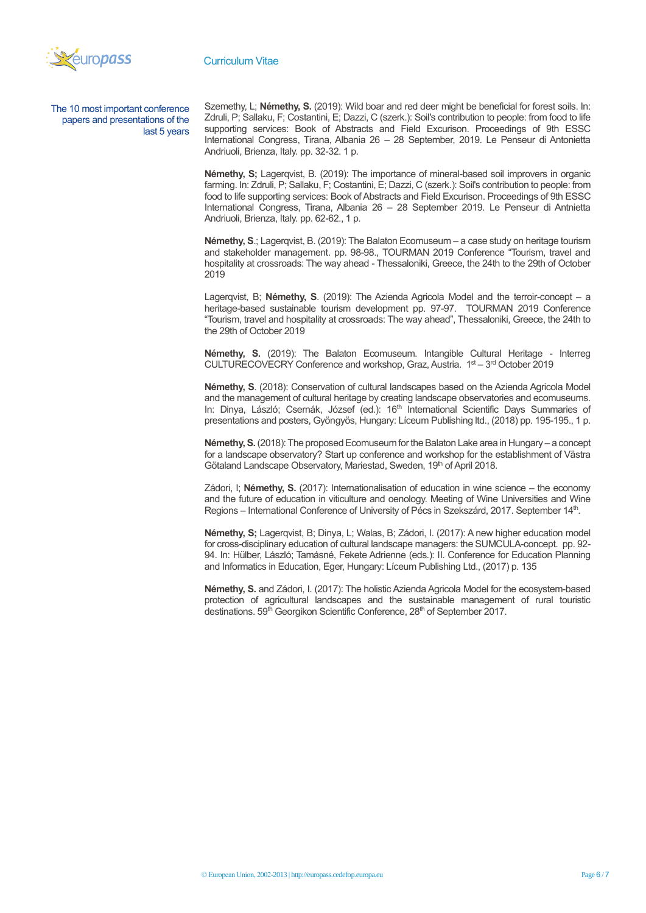## The 10 most important conference papers and presentations of the last 5 years

Szemethy, L; **Némethy, S.** (2019): Wild boar and red deer might be beneficial for forest soils. In: Zdruli, P; Sallaku, F; Costantini, E; Dazzi, C (szerk.): Soil's contribution to people: from food to life supporting services: Book of Abstracts and Field Excurison. Proceedings of 9th ESSC International Congress, Tirana, Albania 26 – 28 September, 2019. Le Penseur di Antonietta Andriuoli, Brienza, Italy. pp. 32-32. 1 p.

**Némethy, S;** Lagerqvist, B. (2019): The importance of mineral-based soil improvers in organic farming. In: Zdruli, P; Sallaku, F; Costantini, E; Dazzi, C (szerk.): Soil's contribution to people: from food to life supporting services: Book of Abstracts and Field Excurison. Proceedings of 9th ESSC International Congress, Tirana, Albania 26 – 28 September 2019. Le Penseur di Antnietta Andriuoli, Brienza, Italy. pp. 62-62., 1 p.

**Némethy, S**.; Lagerqvist, B. (2019): The Balaton Ecomuseum – a case study on heritage tourism and stakeholder management. pp. 98-98., TOURMAN 2019 Conference "Tourism, travel and hospitality at crossroads: The way ahead - Thessaloniki, Greece, the 24th to the 29th of October 2019

Lagerqvist, B; **Némethy, S**. (2019): The Azienda Agricola Model and the terroir-concept – a heritage-based sustainable tourism development pp. 97-97. TOURMAN 2019 Conference "Tourism, travel and hospitality at crossroads: The way ahead", Thessaloniki, Greece, the 24th to the 29th of October 2019

**Némethy, S.** (2019): The Balaton Ecomuseum. Intangible Cultural Heritage - Interreg CULTURECOVECRY Conference and workshop, Graz, Austria. 1st – 3rd October 2019

**Némethy, S**. (2018): Conservation of cultural landscapes based on the Azienda Agricola Model and the management of cultural heritage by creating landscape observatories and ecomuseums. In: Dinya, László; Csernák, József (ed.): 16th International Scientific Days Summaries of presentations and posters, Gyöngyös, Hungary: Líceum Publishing ltd., (2018) pp. 195-195., 1 p.

**Némethy, S.** (2018): The proposed Ecomuseum for the Balaton Lake area in Hungary – a concept for a landscape observatory? Start up conference and workshop for the establishment of Västra Götaland Landscape Observatory, Mariestad, Sweden, 19th of April 2018.

Zádori, I; **Némethy, S.** (2017): Internationalisation of education in wine science – the economy and the future of education in viticulture and oenology. Meeting of Wine Universities and Wine Regions – International Conference of University of Pécs in Szekszárd, 2017. September 14th.

**Némethy, S;** Lagerqvist, B; Dinya, L; Walas, B; Zádori, I. (2017): A new higher education model for cross-disciplinary education of cultural landscape managers: the SUMCULA-concept. pp. 92-94. In: Hülber, László; Tamásné, Fekete Adrienne (eds.): II. Conference for Education Planning and Informatics in Education, Eger, Hungary: Líceum Publishing Ltd., (2017) p. 135

**Némethy, S.** and Zádori, I. (2017): The holistic Azienda Agricola Model for the ecosystem-based protection of agricultural landscapes and the sustainable management of rural touristic destinations. 59th Georgikon Scientific Conference, 28th of September 2017.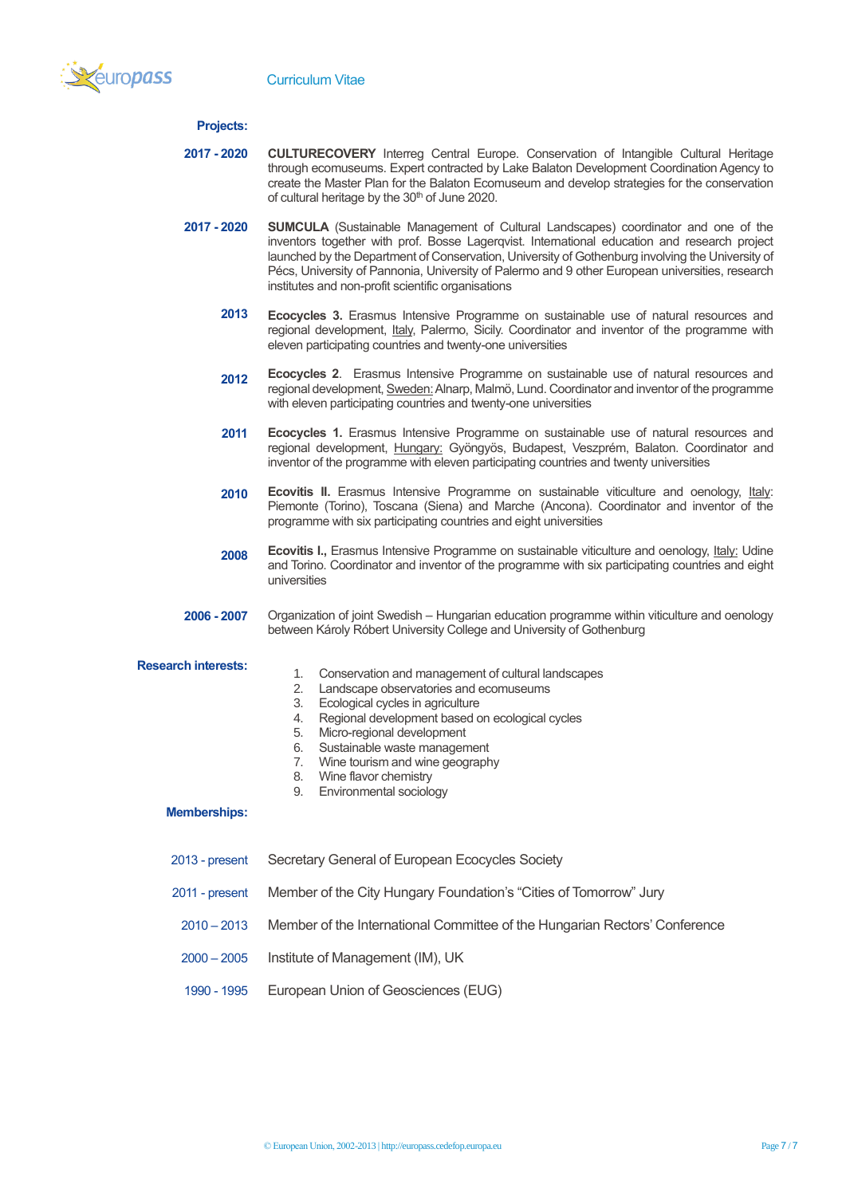### Projects:

**2017 - 2020** — **CULTURECOVERY** Interreg Central Europe. Conservation of Intangible Cultural Heritage through ecomuseums. Expert contracted by Lake Balaton Development Coordination Agency to create the Master Plan for the Balaton Ecomuseum and develop strategies for the conservation of cultural heritage by the 30$^{th}$ of June 2020.

**2017 - 2020** — **SUMCULA** (Sustainable Management of Cultural Landscapes) coordinator and one of the inventors together with prof. Bosse Lagerqvist. International education and research project launched by the Department of Conservation, University of Gothenburg involving the University of Pécs, University of Pannonia, University of Palermo and 9 other European universities, research institutes and non-profit scientific organisations

**2013** — **Ecocycles 3.** Erasmus Intensive Programme on sustainable use of natural resources and regional development, Italy, Palermo, Sicily. Coordinator and inventor of the programme with eleven participating countries and twenty-one universities

**2012** — **Ecocycles 2**. Erasmus Intensive Programme on sustainable use of natural resources and regional development, Sweden: Alnarp, Malmö, Lund. Coordinator and inventor of the programme with eleven participating countries and twenty-one universities

**2011** — **Ecocycles 1.** Erasmus Intensive Programme on sustainable use of natural resources and regional development, Hungary: Gyöngyös, Budapest, Veszprém, Balaton. Coordinator and inventor of the programme with eleven participating countries and twenty universities

**2010** — **Ecovitis II.** Erasmus Intensive Programme on sustainable viticulture and oenology, Italy: Piemonte (Torino), Toscana (Siena) and Marche (Ancona). Coordinator and inventor of the programme with six participating countries and eight universities

**2008** — **Ecovitis I.,** Erasmus Intensive Programme on sustainable viticulture and oenology, Italy: Udine and Torino. Coordinator and inventor of the programme with six participating countries and eight universities

**2006 - 2007** — Organization of joint Swedish – Hungarian education programme within viticulture and oenology between Károly Róbert University College and University of Gothenburg

### Research interests:

1. Conservation and management of cultural landscapes
2. Landscape observatories and ecomuseums
3. Ecological cycles in agriculture
4. Regional development based on ecological cycles
5. Micro-regional development
6. Sustainable waste management
7. Wine tourism and wine geography
8. Wine flavor chemistry
9. Environmental sociology

### Memberships:

2013 - present — Secretary General of European Ecocycles Society

2011 - present — Member of the City Hungary Foundation's "Cities of Tomorrow" Jury

2010 – 2013 — Member of the International Committee of the Hungarian Rectors' Conference

2000 – 2005 — Institute of Management (IM), UK

1990 - 1995 — European Union of Geosciences (EUG)